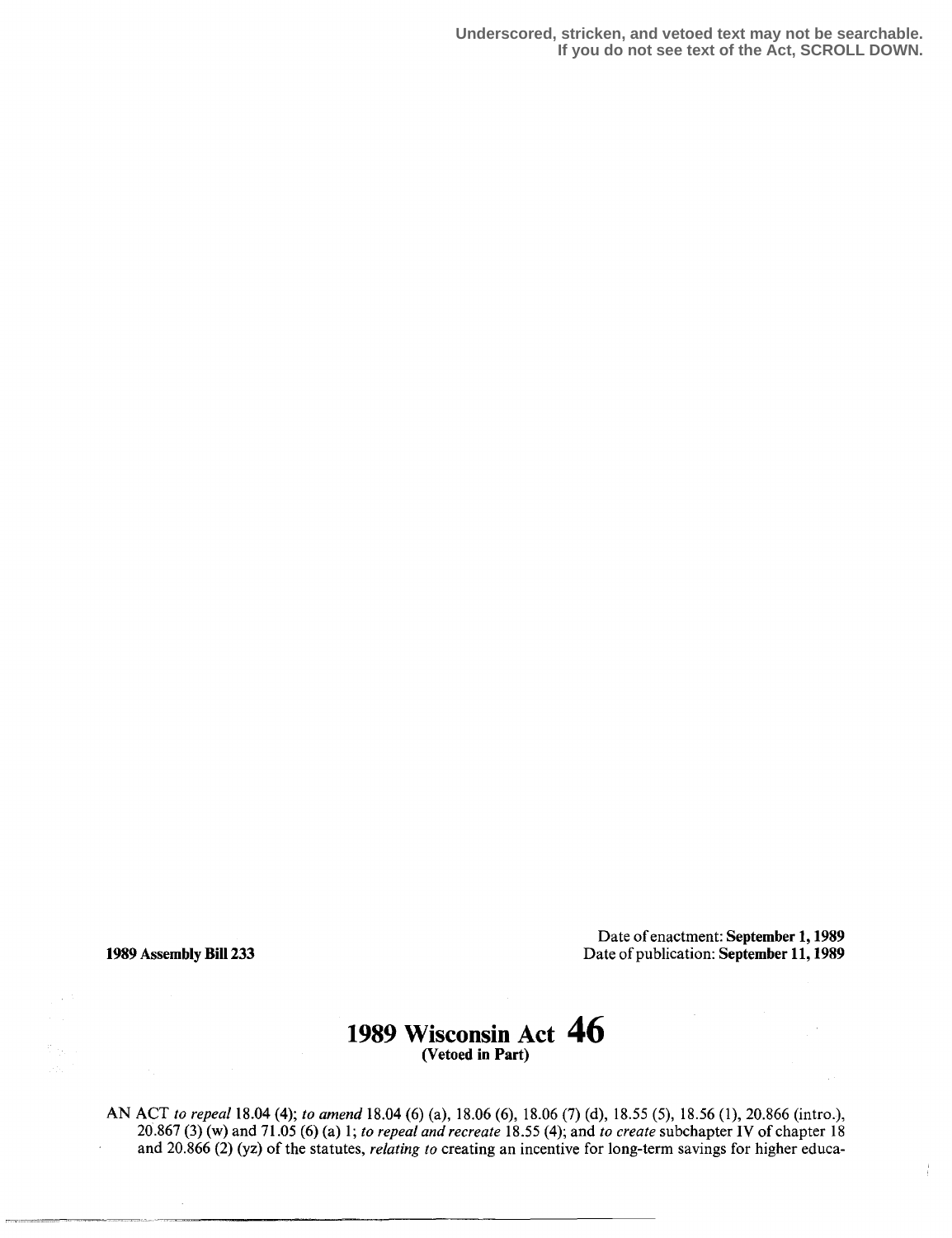Underscored, stricken, and vetoed text may not be searchable.
If you do not see text of the Act, SCROLL DOWN.

**1989 Assembly Bill 233**

Date of enactment: **September 1, 1989**
Date of publication: **September 11, 1989**

# 1989 Wisconsin Act 46

**(Vetoed in Part)**

AN ACT *to repeal* 18.04 (4); *to amend* 18.04 (6) (a), 18.06 (6), 18.06 (7) (d), 18.55 (5), 18.56 (1), 20.866 (intro.), 20.867 (3) (w) and 71.05 (6) (a) 1; *to repeal and recreate* 18.55 (4); and *to create* subchapter IV of chapter 18 and 20.866 (2) (yz) of the statutes, *relating to* creating an incentive for long-term savings for higher educa-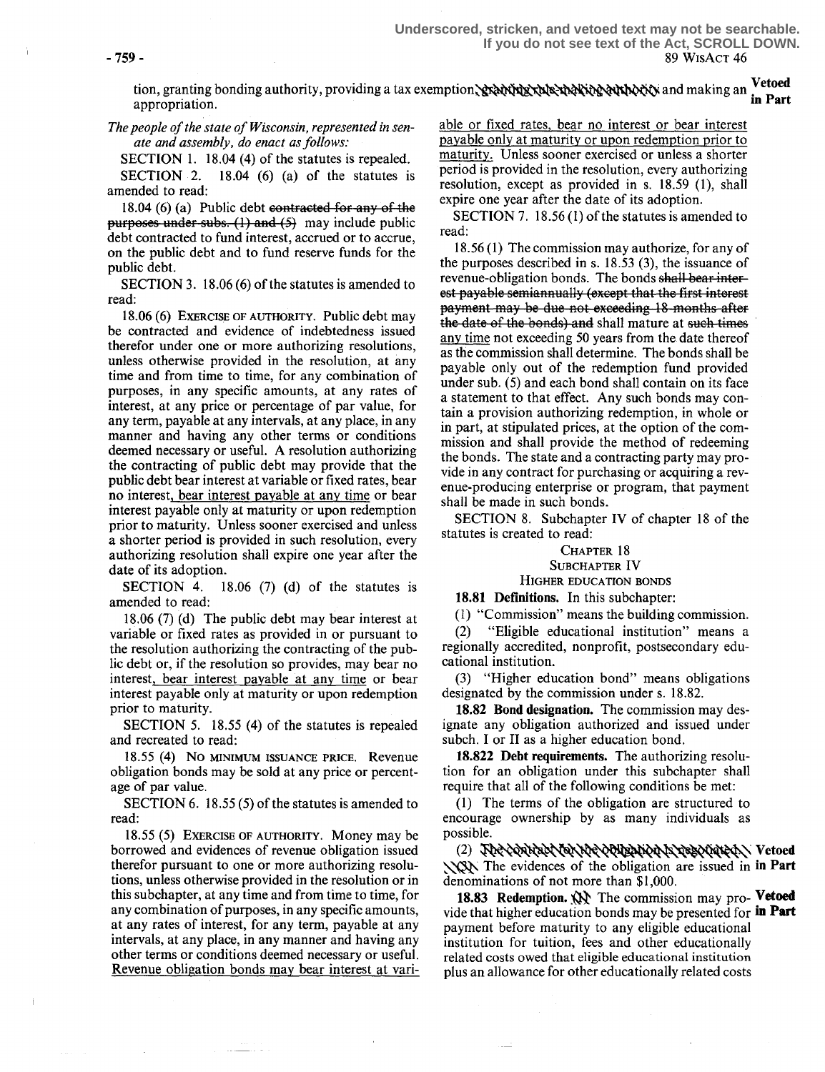tion, granting bonding authority, providing a tax exemption, granting rule-making authority and making an appropriation. **Vetoed in Part**

*The people of the state of Wisconsin, represented in senate and assembly, do enact as follows:*

SECTION 1. 18.04 (4) of the statutes is repealed.

SECTION 2. 18.04 (6) (a) of the statutes is amended to read:

18.04 (6) (a) Public debt ~~contracted for any of the purposes under subs. (1) and (5)~~ may include public debt contracted to fund interest, accrued or to accrue, on the public debt and to fund reserve funds for the public debt.

SECTION 3. 18.06 (6) of the statutes is amended to read:

18.06 (6) EXERCISE OF AUTHORITY. Public debt may be contracted and evidence of indebtedness issued therefor under one or more authorizing resolutions, unless otherwise provided in the resolution, at any time and from time to time, for any combination of purposes, in any specific amounts, at any rates of interest, at any price or percentage of par value, for any term, payable at any intervals, at any place, in any manner and having any other terms or conditions deemed necessary or useful. A resolution authorizing the contracting of public debt may provide that the public debt bear interest at variable or fixed rates, bear no interest, bear interest payable at any time or bear interest payable only at maturity or upon redemption prior to maturity. Unless sooner exercised and unless a shorter period is provided in such resolution, every authorizing resolution shall expire one year after the date of its adoption.

SECTION 4. 18.06 (7) (d) of the statutes is amended to read:

18.06 (7) (d) The public debt may bear interest at variable or fixed rates as provided in or pursuant to the resolution authorizing the contracting of the public debt or, if the resolution so provides, may bear no interest, bear interest payable at any time or bear interest payable only at maturity or upon redemption prior to maturity.

SECTION 5. 18.55 (4) of the statutes is repealed and recreated to read:

18.55 (4) NO MINIMUM ISSUANCE PRICE. Revenue obligation bonds may be sold at any price or percentage of par value.

SECTION 6. 18.55 (5) of the statutes is amended to read:

18.55 (5) EXERCISE OF AUTHORITY. Money may be borrowed and evidences of revenue obligation issued therefor pursuant to one or more authorizing resolutions, unless otherwise provided in the resolution or in this subchapter, at any time and from time to time, for any combination of purposes, in any specific amounts, at any rates of interest, for any term, payable at any intervals, at any place, in any manner and having any other terms or conditions deemed necessary or useful. Revenue obligation bonds may bear interest at variable or fixed rates, bear no interest or bear interest payable only at maturity or upon redemption prior to maturity. Unless sooner exercised or unless a shorter period is provided in the resolution, every authorizing resolution, except as provided in s. 18.59 (1), shall expire one year after the date of its adoption.

SECTION 7. 18.56 (1) of the statutes is amended to read:

18.56 (1) The commission may authorize, for any of the purposes described in s. 18.53 (3), the issuance of revenue-obligation bonds. The bonds ~~shall bear interest payable semiannually (except that the first interest payment may be due not exceeding 18 months after the date of the bonds) and~~ shall mature at ~~such times~~ any time not exceeding 50 years from the date thereof as the commission shall determine. The bonds shall be payable only out of the redemption fund provided under sub. (5) and each bond shall contain on its face a statement to that effect. Any such bonds may contain a provision authorizing redemption, in whole or in part, at stipulated prices, at the option of the commission and shall provide the method of redeeming the bonds. The state and a contracting party may provide in any contract for purchasing or acquiring a revenue-producing enterprise or program, that payment shall be made in such bonds.

SECTION 8. Subchapter IV of chapter 18 of the statutes is created to read:

CHAPTER 18
SUBCHAPTER IV
HIGHER EDUCATION BONDS

**18.81 Definitions.** In this subchapter:

(1) "Commission" means the building commission.

(2) "Eligible educational institution" means a regionally accredited, nonprofit, postsecondary educational institution.

(3) "Higher education bond" means obligations designated by the commission under s. 18.82.

**18.82 Bond designation.** The commission may designate any obligation authorized and issued under subch. I or II as a higher education bond.

**18.822 Debt requirements.** The authorizing resolution for an obligation under this subchapter shall require that all of the following conditions be met:

(1) The terms of the obligation are structured to encourage ownership by as many individuals as possible.

(2) ~~The contract for the obligation is negotiated.~~ **Vetoed**
~~(3)~~ The evidences of the obligation are issued in denominations of not more than $1,000. **in Part**

**18.83 Redemption.** ~~(1)~~ The commission may provide that higher education bonds may be presented for payment before maturity to any eligible educational institution for tuition, fees and other educationally related costs owed that eligible educational institution plus an allowance for other educationally related costs **Vetoed in Part**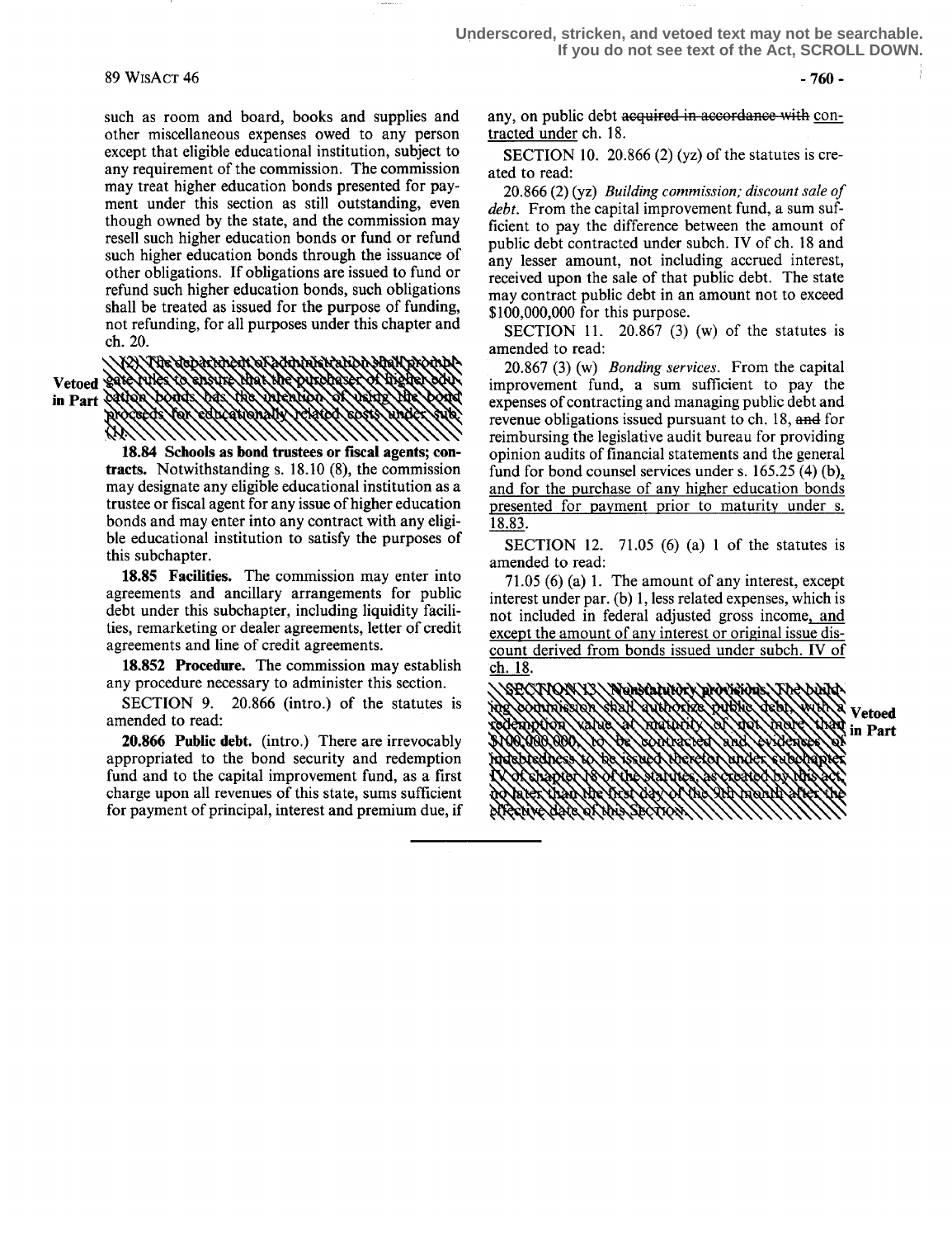such as room and board, books and supplies and other miscellaneous expenses owed to any person except that eligible educational institution, subject to any requirement of the commission. The commission may treat higher education bonds presented for payment under this section as still outstanding, even though owned by the state, and the commission may resell such higher education bonds or fund or refund such higher education bonds through the issuance of other obligations. If obligations are issued to fund or refund such higher education bonds, such obligations shall be treated as issued for the purpose of funding, not refunding, for all purposes under this chapter and ch. 20.

Vetoed in Part ~~(2) The department of administration shall promulgate rules to ensure that the purchaser of higher education bonds has the intention of using the bond proceeds for educationally related costs under sub. (1).~~

**18.84 Schools as bond trustees or fiscal agents; contracts.** Notwithstanding s. 18.10 (8), the commission may designate any eligible educational institution as a trustee or fiscal agent for any issue of higher education bonds and may enter into any contract with any eligible educational institution to satisfy the purposes of this subchapter.

**18.85 Facilities.** The commission may enter into agreements and ancillary arrangements for public debt under this subchapter, including liquidity facilities, remarketing or dealer agreements, letter of credit agreements and line of credit agreements.

**18.852 Procedure.** The commission may establish any procedure necessary to administer this section.

SECTION 9. 20.866 (intro.) of the statutes is amended to read:

**20.866 Public debt.** (intro.) There are irrevocably appropriated to the bond security and redemption fund and to the capital improvement fund, as a first charge upon all revenues of this state, sums sufficient for payment of principal, interest and premium due, if any, on public debt ~~acquired in accordance with~~ contracted under ch. 18.

SECTION 10. 20.866 (2) (yz) of the statutes is created to read:

20.866 (2) (yz) *Building commission; discount sale of debt.* From the capital improvement fund, a sum sufficient to pay the difference between the amount of public debt contracted under subch. IV of ch. 18 and any lesser amount, not including accrued interest, received upon the sale of that public debt. The state may contract public debt in an amount not to exceed $100,000,000 for this purpose.

SECTION 11. 20.867 (3) (w) of the statutes is amended to read:

20.867 (3) (w) *Bonding services.* From the capital improvement fund, a sum sufficient to pay the expenses of contracting and managing public debt and revenue obligations issued pursuant to ch. 18, ~~and~~ for reimbursing the legislative audit bureau for providing opinion audits of financial statements and the general fund for bond counsel services under s. 165.25 (4) (b), and for the purchase of any higher education bonds presented for payment prior to maturity under s. 18.83.

SECTION 12. 71.05 (6) (a) 1 of the statutes is amended to read:

71.05 (6) (a) 1. The amount of any interest, except interest under par. (b) 1, less related expenses, which is not included in federal adjusted gross income, and except the amount of any interest or original issue discount derived from bonds issued under subch. IV of ch. 18.

Vetoed in Part ~~SECTION 13. Nonstatutory provisions. The building commission shall authorize public debt, with a redemption value at maturity of not more than $100,000,000, to be contracted and evidences of indebtedness to be issued therefor under subchapter IV of chapter 18 of the statutes, as created by this act, no later than the first day of the 9th month after the effective date of this SECTION.~~